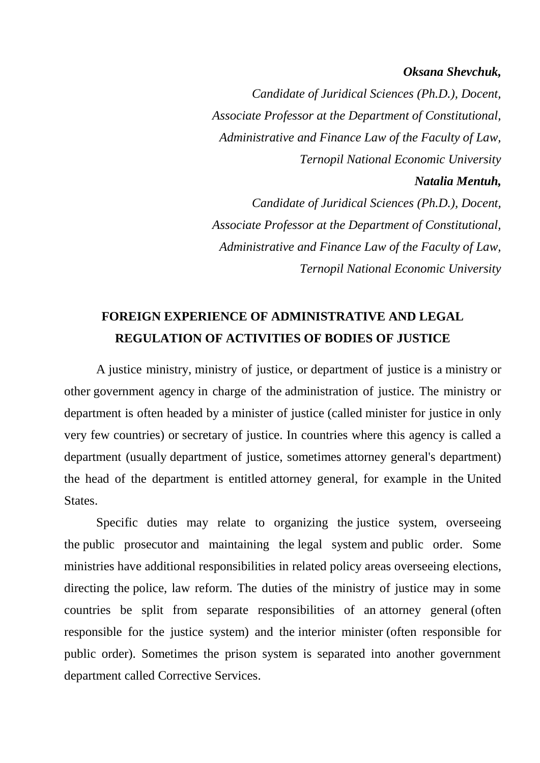***Oksana Shevchuk,***

*Candidate of Juridical Sciences (Ph.D.), Docent,*
*Associate Professor at the Department of Constitutional,*
*Administrative and Finance Law of the Faculty of Law,*
*Ternopil National Economic University*

***Natalia Mentuh,***

*Candidate of Juridical Sciences (Ph.D.), Docent,*
*Associate Professor at the Department of Constitutional,*
*Administrative and Finance Law of the Faculty of Law,*
*Ternopil National Economic University*

# FOREIGN EXPERIENCE OF ADMINISTRATIVE AND LEGAL REGULATION OF ACTIVITIES OF BODIES OF JUSTICE

A justice ministry, ministry of justice, or department of justice is a ministry or other government agency in charge of the administration of justice. The ministry or department is often headed by a minister of justice (called minister for justice in only very few countries) or secretary of justice. In countries where this agency is called a department (usually department of justice, sometimes attorney general's department) the head of the department is entitled attorney general, for example in the United States.

Specific duties may relate to organizing the justice system, overseeing the public prosecutor and maintaining the legal system and public order. Some ministries have additional responsibilities in related policy areas overseeing elections, directing the police, law reform. The duties of the ministry of justice may in some countries be split from separate responsibilities of an attorney general (often responsible for the justice system) and the interior minister (often responsible for public order). Sometimes the prison system is separated into another government department called Corrective Services.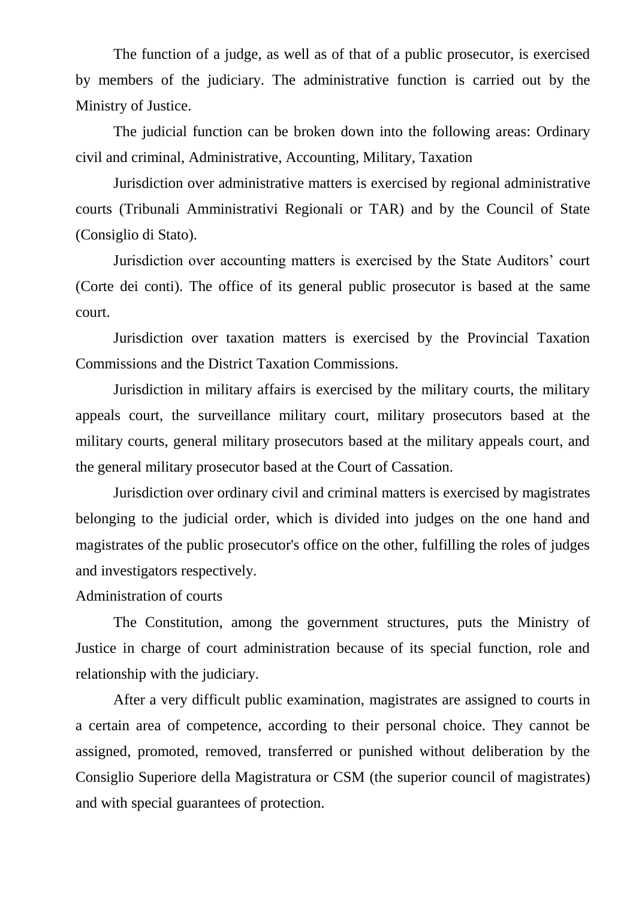The function of a judge, as well as of that of a public prosecutor, is exercised by members of the judiciary. The administrative function is carried out by the Ministry of Justice.

The judicial function can be broken down into the following areas: Ordinary civil and criminal, Administrative, Accounting, Military, Taxation

Jurisdiction over administrative matters is exercised by regional administrative courts (Tribunali Amministrativi Regionali or TAR) and by the Council of State (Consiglio di Stato).

Jurisdiction over accounting matters is exercised by the State Auditors' court (Corte dei conti). The office of its general public prosecutor is based at the same court.

Jurisdiction over taxation matters is exercised by the Provincial Taxation Commissions and the District Taxation Commissions.

Jurisdiction in military affairs is exercised by the military courts, the military appeals court, the surveillance military court, military prosecutors based at the military courts, general military prosecutors based at the military appeals court, and the general military prosecutor based at the Court of Cassation.

Jurisdiction over ordinary civil and criminal matters is exercised by magistrates belonging to the judicial order, which is divided into judges on the one hand and magistrates of the public prosecutor's office on the other, fulfilling the roles of judges and investigators respectively.

## Administration of courts

The Constitution, among the government structures, puts the Ministry of Justice in charge of court administration because of its special function, role and relationship with the judiciary.

After a very difficult public examination, magistrates are assigned to courts in a certain area of competence, according to their personal choice. They cannot be assigned, promoted, removed, transferred or punished without deliberation by the Consiglio Superiore della Magistratura or CSM (the superior council of magistrates) and with special guarantees of protection.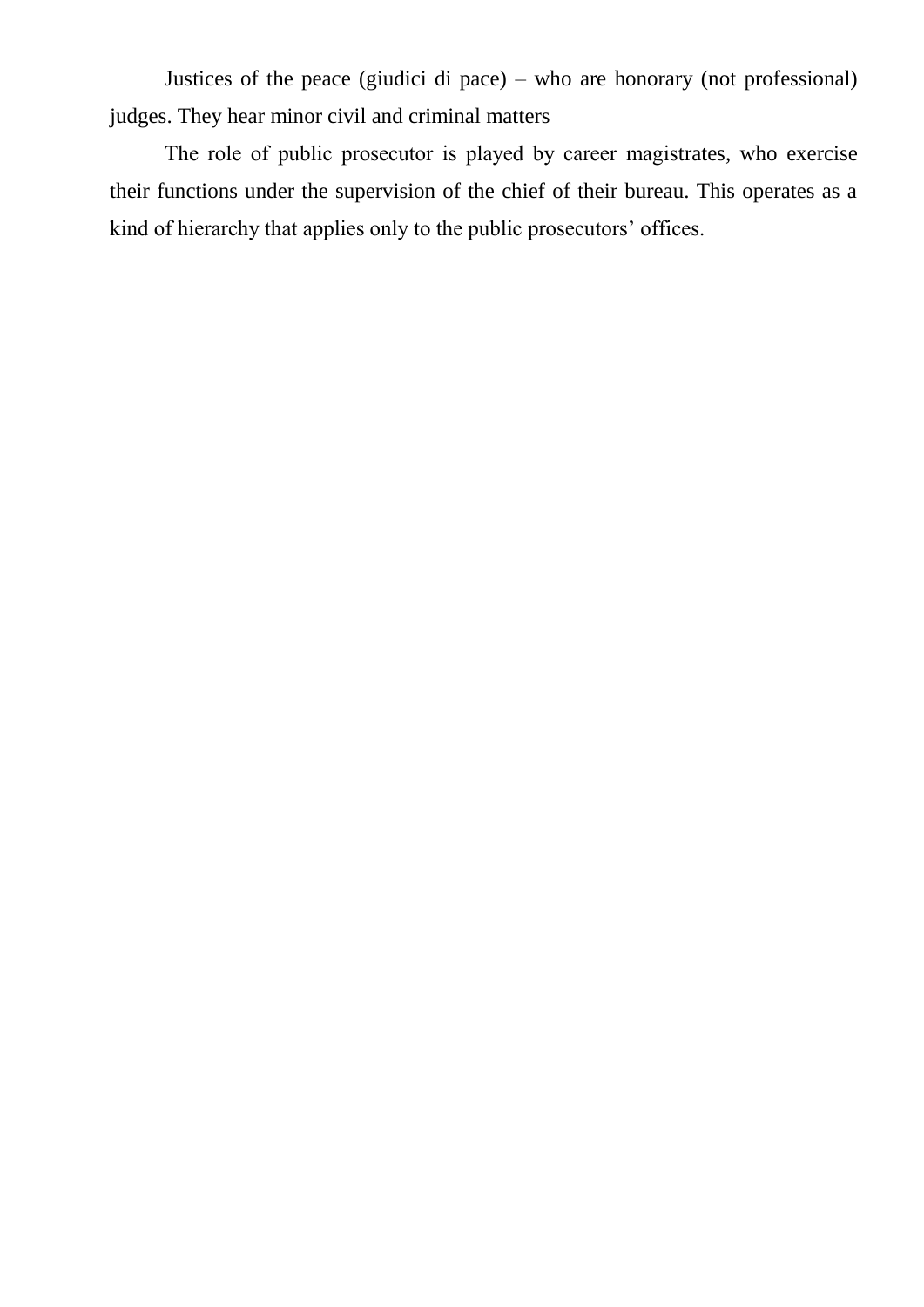Justices of the peace (giudici di pace) – who are honorary (not professional) judges. They hear minor civil and criminal matters

The role of public prosecutor is played by career magistrates, who exercise their functions under the supervision of the chief of their bureau. This operates as a kind of hierarchy that applies only to the public prosecutors' offices.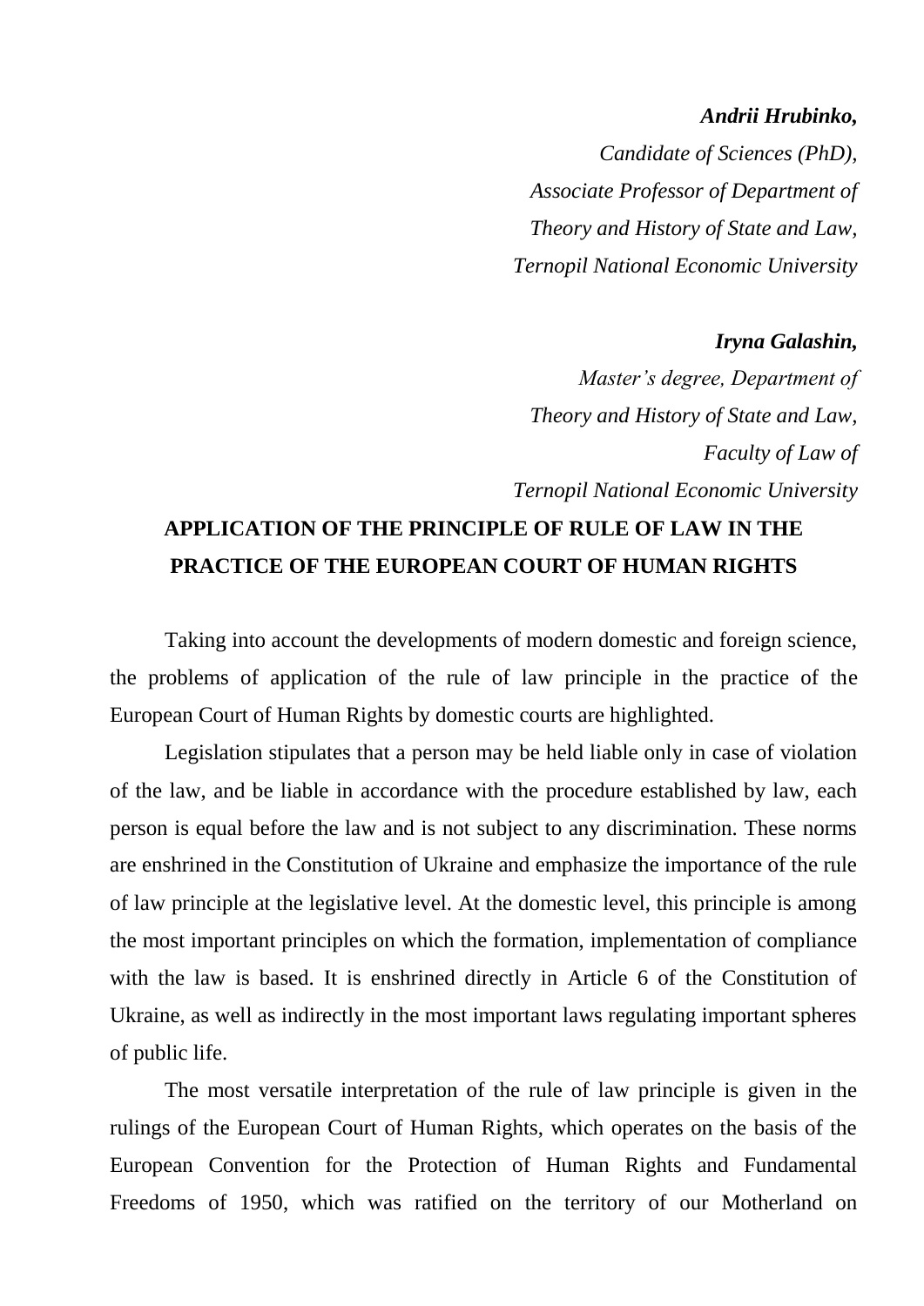***Andrii Hrubinko,***

*Candidate of Sciences (PhD),*
*Associate Professor of Department of*
*Theory and History of State and Law,*
*Ternopil National Economic University*

***Iryna Galashin,***

*Master's degree, Department of*
*Theory and History of State and Law,*
*Faculty of Law of*
*Ternopil National Economic University*

# APPLICATION OF THE PRINCIPLE OF RULE OF LAW IN THE PRACTICE OF THE EUROPEAN COURT OF HUMAN RIGHTS

Taking into account the developments of modern domestic and foreign science, the problems of application of the rule of law principle in the practice of the European Court of Human Rights by domestic courts are highlighted.

Legislation stipulates that a person may be held liable only in case of violation of the law, and be liable in accordance with the procedure established by law, each person is equal before the law and is not subject to any discrimination. These norms are enshrined in the Constitution of Ukraine and emphasize the importance of the rule of law principle at the legislative level. At the domestic level, this principle is among the most important principles on which the formation, implementation of compliance with the law is based. It is enshrined directly in Article 6 of the Constitution of Ukraine, as well as indirectly in the most important laws regulating important spheres of public life.

The most versatile interpretation of the rule of law principle is given in the rulings of the European Court of Human Rights, which operates on the basis of the European Convention for the Protection of Human Rights and Fundamental Freedoms of 1950, which was ratified on the territory of our Motherland on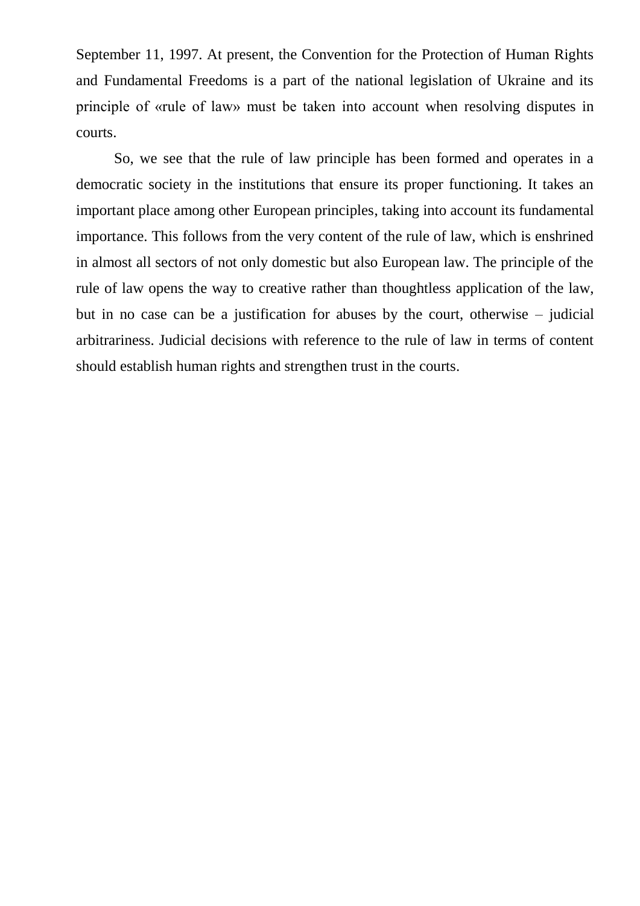September 11, 1997. At present, the Convention for the Protection of Human Rights and Fundamental Freedoms is a part of the national legislation of Ukraine and its principle of «rule of law» must be taken into account when resolving disputes in courts.

So, we see that the rule of law principle has been formed and operates in a democratic society in the institutions that ensure its proper functioning. It takes an important place among other European principles, taking into account its fundamental importance. This follows from the very content of the rule of law, which is enshrined in almost all sectors of not only domestic but also European law. The principle of the rule of law opens the way to creative rather than thoughtless application of the law, but in no case can be a justification for abuses by the court, otherwise – judicial arbitrariness. Judicial decisions with reference to the rule of law in terms of content should establish human rights and strengthen trust in the courts.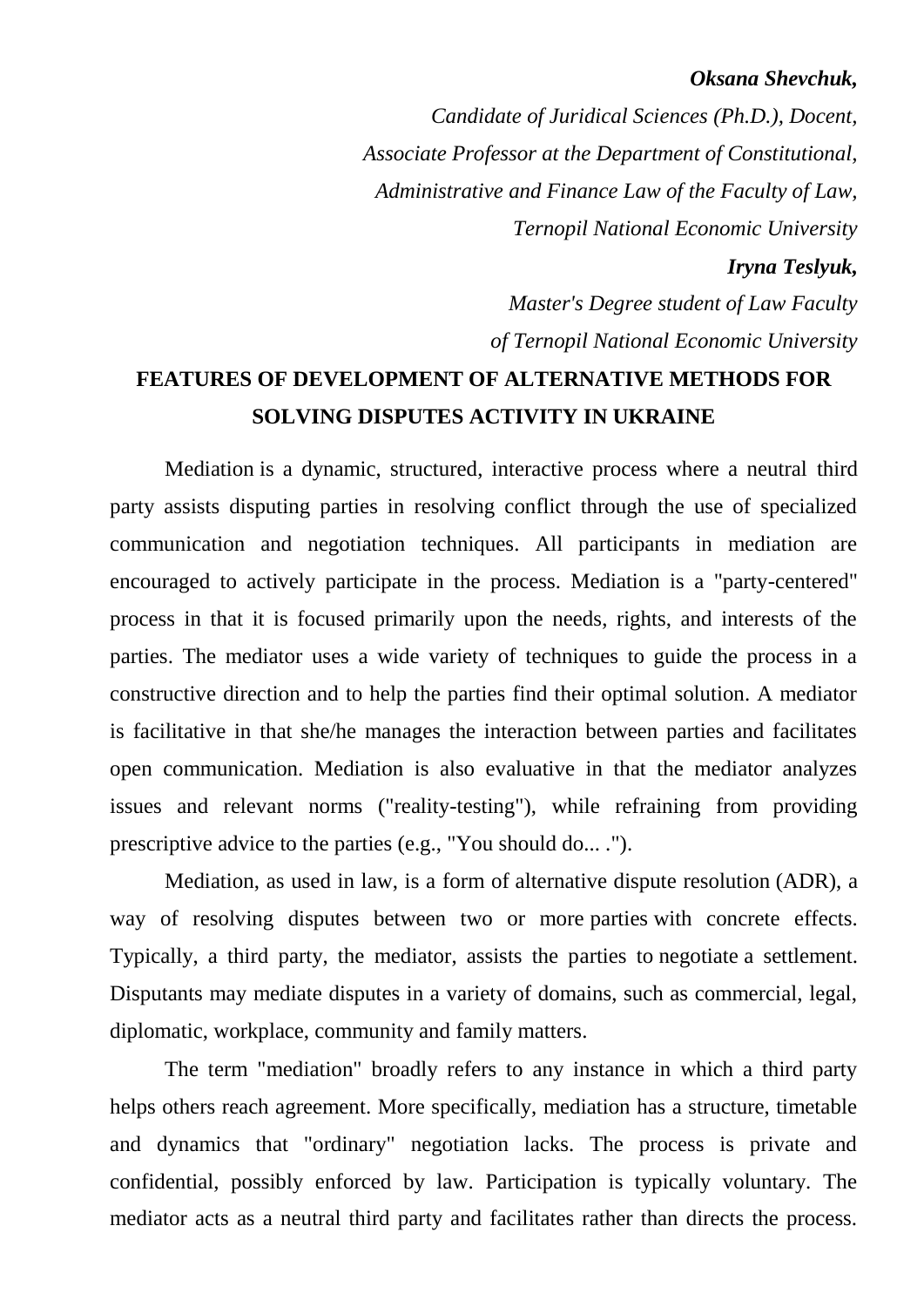***Oksana Shevchuk,***

*Candidate of Juridical Sciences (Ph.D.), Docent,*
*Associate Professor at the Department of Constitutional,*
*Administrative and Finance Law of the Faculty of Law,*
*Ternopil National Economic University*

***Iryna Teslyuk,***

*Master's Degree student of Law Faculty*
*of Ternopil National Economic University*

# FEATURES OF DEVELOPMENT OF ALTERNATIVE METHODS FOR SOLVING DISPUTES ACTIVITY IN UKRAINE

Mediation is a dynamic, structured, interactive process where a neutral third party assists disputing parties in resolving conflict through the use of specialized communication and negotiation techniques. All participants in mediation are encouraged to actively participate in the process. Mediation is a "party-centered" process in that it is focused primarily upon the needs, rights, and interests of the parties. The mediator uses a wide variety of techniques to guide the process in a constructive direction and to help the parties find their optimal solution. A mediator is facilitative in that she/he manages the interaction between parties and facilitates open communication. Mediation is also evaluative in that the mediator analyzes issues and relevant norms ("reality-testing"), while refraining from providing prescriptive advice to the parties (e.g., "You should do... .").

Mediation, as used in law, is a form of alternative dispute resolution (ADR), a way of resolving disputes between two or more parties with concrete effects. Typically, a third party, the mediator, assists the parties to negotiate a settlement. Disputants may mediate disputes in a variety of domains, such as commercial, legal, diplomatic, workplace, community and family matters.

The term "mediation" broadly refers to any instance in which a third party helps others reach agreement. More specifically, mediation has a structure, timetable and dynamics that "ordinary" negotiation lacks. The process is private and confidential, possibly enforced by law. Participation is typically voluntary. The mediator acts as a neutral third party and facilitates rather than directs the process.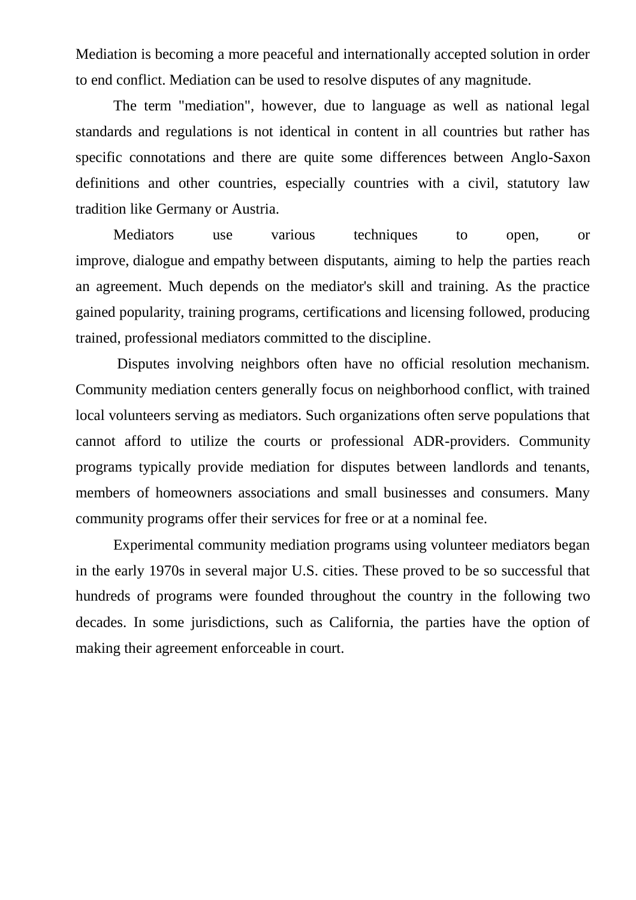Mediation is becoming a more peaceful and internationally accepted solution in order to end conflict. Mediation can be used to resolve disputes of any magnitude.

The term "mediation", however, due to language as well as national legal standards and regulations is not identical in content in all countries but rather has specific connotations and there are quite some differences between Anglo-Saxon definitions and other countries, especially countries with a civil, statutory law tradition like Germany or Austria.

Mediators use various techniques to open, or improve, dialogue and empathy between disputants, aiming to help the parties reach an agreement. Much depends on the mediator's skill and training. As the practice gained popularity, training programs, certifications and licensing followed, producing trained, professional mediators committed to the discipline.

Disputes involving neighbors often have no official resolution mechanism. Community mediation centers generally focus on neighborhood conflict, with trained local volunteers serving as mediators. Such organizations often serve populations that cannot afford to utilize the courts or professional ADR-providers. Community programs typically provide mediation for disputes between landlords and tenants, members of homeowners associations and small businesses and consumers. Many community programs offer their services for free or at a nominal fee.

Experimental community mediation programs using volunteer mediators began in the early 1970s in several major U.S. cities. These proved to be so successful that hundreds of programs were founded throughout the country in the following two decades. In some jurisdictions, such as California, the parties have the option of making their agreement enforceable in court.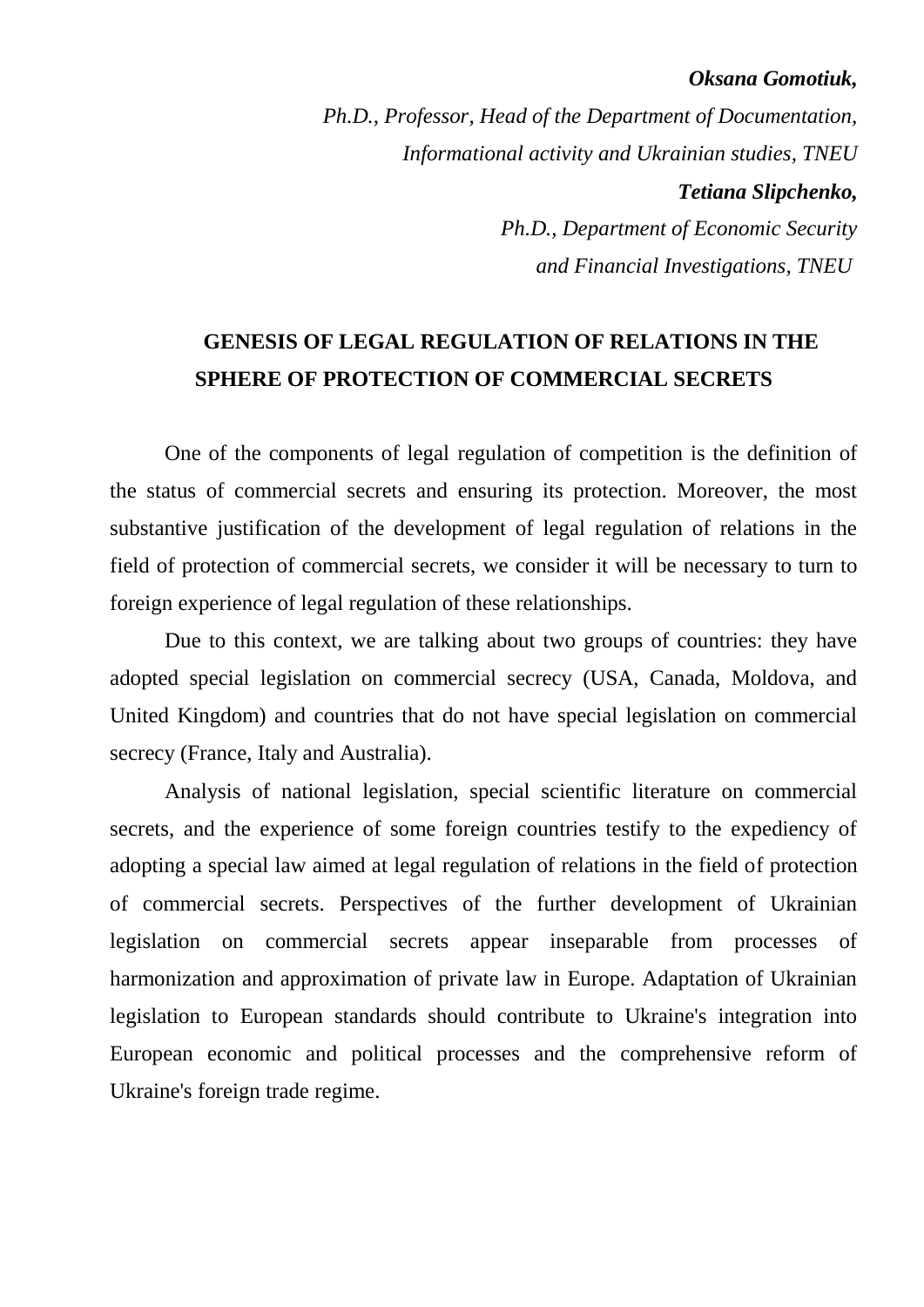***Oksana Gomotiuk,***

*Ph.D., Professor, Head of the Department of Documentation, Informational activity and Ukrainian studies, TNEU*

***Tetiana Slipchenko,***

*Ph.D., Department of Economic Security and Financial Investigations, TNEU*

## GENESIS OF LEGAL REGULATION OF RELATIONS IN THE SPHERE OF PROTECTION OF COMMERCIAL SECRETS

One of the components of legal regulation of competition is the definition of the status of commercial secrets and ensuring its protection. Moreover, the most substantive justification of the development of legal regulation of relations in the field of protection of commercial secrets, we consider it will be necessary to turn to foreign experience of legal regulation of these relationships.

Due to this context, we are talking about two groups of countries: they have adopted special legislation on commercial secrecy (USA, Canada, Moldova, and United Kingdom) and countries that do not have special legislation on commercial secrecy (France, Italy and Australia).

Analysis of national legislation, special scientific literature on commercial secrets, and the experience of some foreign countries testify to the expediency of adopting a special law aimed at legal regulation of relations in the field of protection of commercial secrets. Perspectives of the further development of Ukrainian legislation on commercial secrets appear inseparable from processes of harmonization and approximation of private law in Europe. Adaptation of Ukrainian legislation to European standards should contribute to Ukraine's integration into European economic and political processes and the comprehensive reform of Ukraine's foreign trade regime.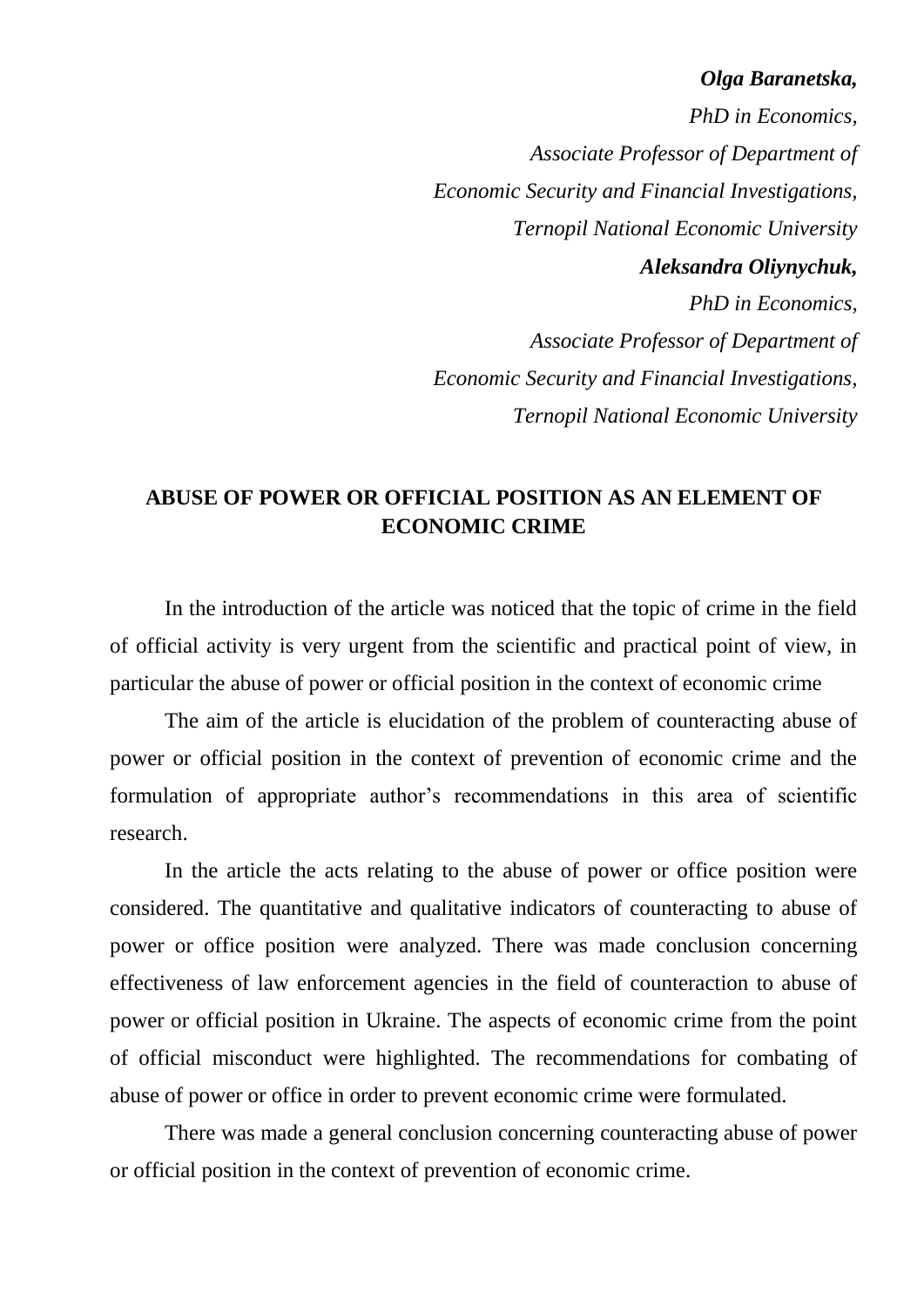***Olga Baranetska,***

*PhD in Economics,*

*Associate Professor of Department of*

*Economic Security and Financial Investigations,*

*Ternopil National Economic University*

***Aleksandra Oliynychuk,***

*PhD in Economics,*

*Associate Professor of Department of*

*Economic Security and Financial Investigations,*

*Ternopil National Economic University*

## ABUSE OF POWER OR OFFICIAL POSITION AS AN ELEMENT OF ECONOMIC CRIME

In the introduction of the article was noticed that the topic of crime in the field of official activity is very urgent from the scientific and practical point of view, in particular the abuse of power or official position in the context of economic crime

The aim of the article is elucidation of the problem of counteracting abuse of power or official position in the context of prevention of economic crime and the formulation of appropriate author's recommendations in this area of scientific research.

In the article the acts relating to the abuse of power or office position were considered. The quantitative and qualitative indicators of counteracting to abuse of power or office position were analyzed. There was made conclusion concerning effectiveness of law enforcement agencies in the field of counteraction to abuse of power or official position in Ukraine. The aspects of economic crime from the point of official misconduct were highlighted. The recommendations for combating of abuse of power or office in order to prevent economic crime were formulated.

There was made a general conclusion concerning counteracting abuse of power or official position in the context of prevention of economic crime.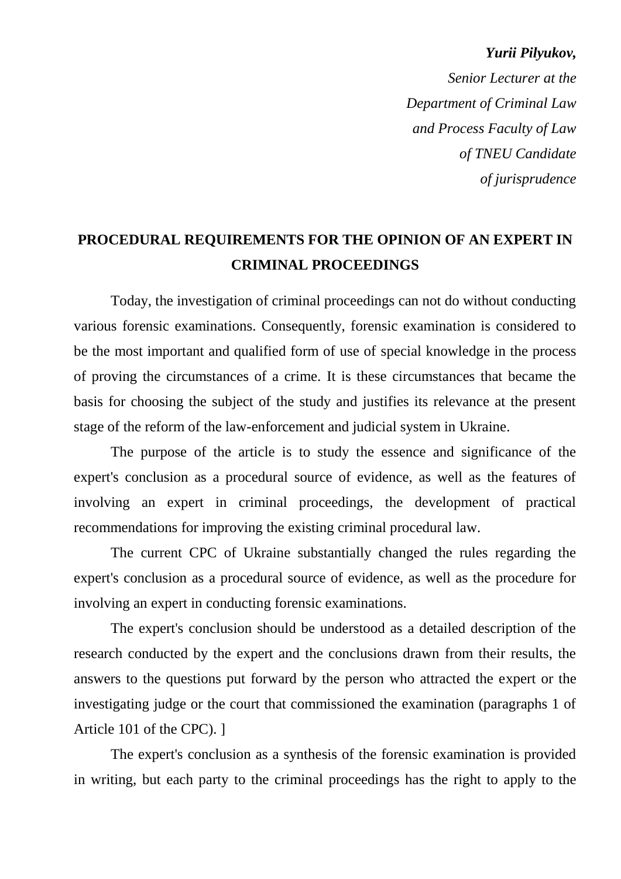***Yurii Pilyukov,***

*Senior Lecturer at the*
*Department of Criminal Law*
*and Process Faculty of Law*
*of TNEU Candidate*
*of jurisprudence*

# PROCEDURAL REQUIREMENTS FOR THE OPINION OF AN EXPERT IN CRIMINAL PROCEEDINGS

Today, the investigation of criminal proceedings can not do without conducting various forensic examinations. Consequently, forensic examination is considered to be the most important and qualified form of use of special knowledge in the process of proving the circumstances of a crime. It is these circumstances that became the basis for choosing the subject of the study and justifies its relevance at the present stage of the reform of the law-enforcement and judicial system in Ukraine.

The purpose of the article is to study the essence and significance of the expert's conclusion as a procedural source of evidence, as well as the features of involving an expert in criminal proceedings, the development of practical recommendations for improving the existing criminal procedural law.

The current CPC of Ukraine substantially changed the rules regarding the expert's conclusion as a procedural source of evidence, as well as the procedure for involving an expert in conducting forensic examinations.

The expert's conclusion should be understood as a detailed description of the research conducted by the expert and the conclusions drawn from their results, the answers to the questions put forward by the person who attracted the expert or the investigating judge or the court that commissioned the examination (paragraphs 1 of Article 101 of the CPC). ]

The expert's conclusion as a synthesis of the forensic examination is provided in writing, but each party to the criminal proceedings has the right to apply to the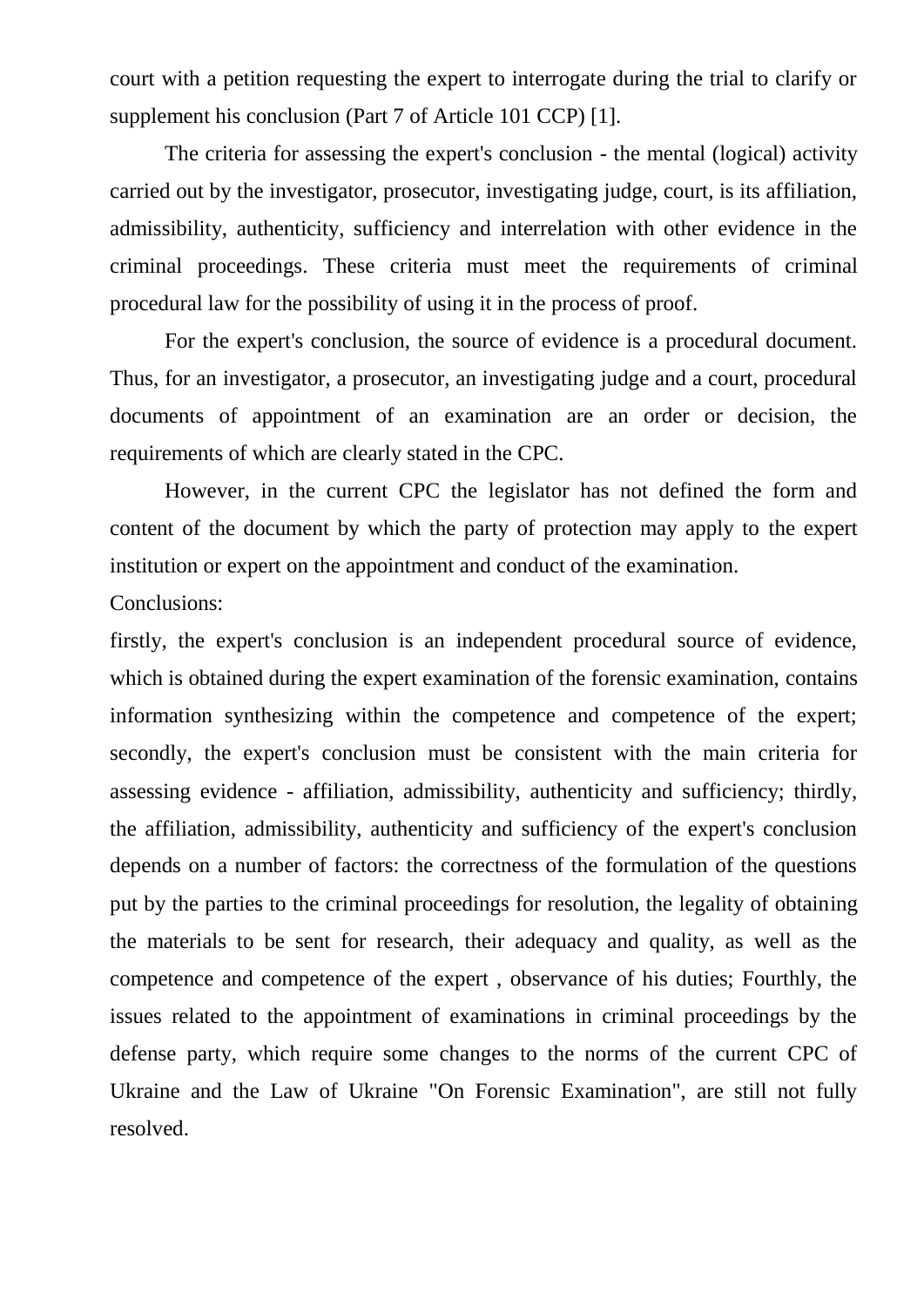court with a petition requesting the expert to interrogate during the trial to clarify or supplement his conclusion (Part 7 of Article 101 CCP) [1].

The criteria for assessing the expert's conclusion - the mental (logical) activity carried out by the investigator, prosecutor, investigating judge, court, is its affiliation, admissibility, authenticity, sufficiency and interrelation with other evidence in the criminal proceedings. These criteria must meet the requirements of criminal procedural law for the possibility of using it in the process of proof.

For the expert's conclusion, the source of evidence is a procedural document. Thus, for an investigator, a prosecutor, an investigating judge and a court, procedural documents of appointment of an examination are an order or decision, the requirements of which are clearly stated in the CPC.

However, in the current CPC the legislator has not defined the form and content of the document by which the party of protection may apply to the expert institution or expert on the appointment and conduct of the examination.

Conclusions:

firstly, the expert's conclusion is an independent procedural source of evidence, which is obtained during the expert examination of the forensic examination, contains information synthesizing within the competence and competence of the expert; secondly, the expert's conclusion must be consistent with the main criteria for assessing evidence - affiliation, admissibility, authenticity and sufficiency; thirdly, the affiliation, admissibility, authenticity and sufficiency of the expert's conclusion depends on a number of factors: the correctness of the formulation of the questions put by the parties to the criminal proceedings for resolution, the legality of obtaining the materials to be sent for research, their adequacy and quality, as well as the competence and competence of the expert , observance of his duties; Fourthly, the issues related to the appointment of examinations in criminal proceedings by the defense party, which require some changes to the norms of the current CPC of Ukraine and the Law of Ukraine "On Forensic Examination", are still not fully resolved.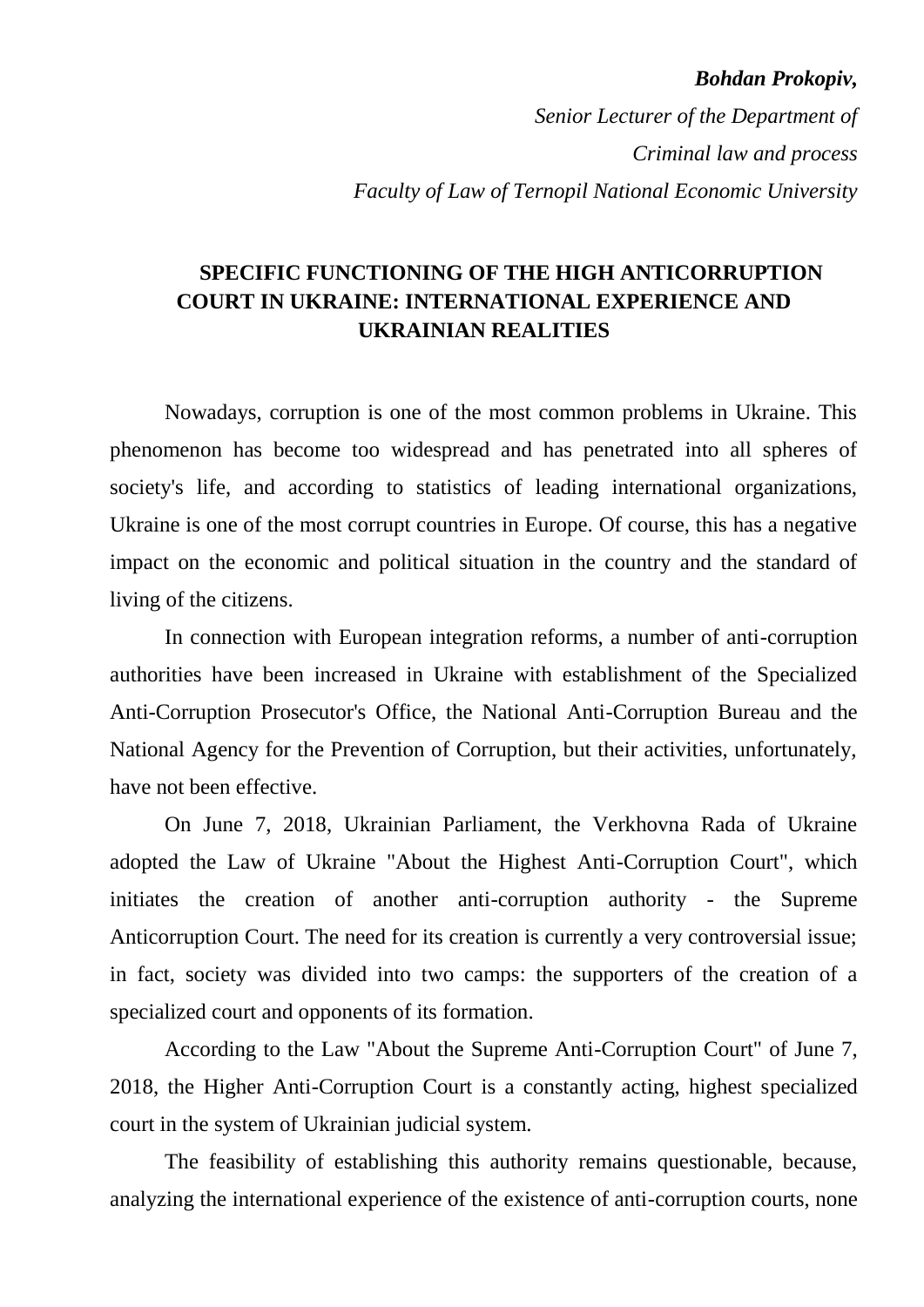***Bohdan Prokopiv,***

*Senior Lecturer of the Department of*

*Criminal law and process*

*Faculty of Law of Ternopil National Economic University*

## SPECIFIC FUNCTIONING OF THE HIGH ANTICORRUPTION COURT IN UKRAINE: INTERNATIONAL EXPERIENCE AND UKRAINIAN REALITIES

Nowadays, corruption is one of the most common problems in Ukraine. This phenomenon has become too widespread and has penetrated into all spheres of society's life, and according to statistics of leading international organizations, Ukraine is one of the most corrupt countries in Europe. Of course, this has a negative impact on the economic and political situation in the country and the standard of living of the citizens.

In connection with European integration reforms, a number of anti-corruption authorities have been increased in Ukraine with establishment of the Specialized Anti-Corruption Prosecutor's Office, the National Anti-Corruption Bureau and the National Agency for the Prevention of Corruption, but their activities, unfortunately, have not been effective.

On June 7, 2018, Ukrainian Parliament, the Verkhovna Rada of Ukraine adopted the Law of Ukraine "About the Highest Anti-Corruption Court", which initiates the creation of another anti-corruption authority - the Supreme Anticorruption Court. The need for its creation is currently a very controversial issue; in fact, society was divided into two camps: the supporters of the creation of a specialized court and opponents of its formation.

According to the Law "About the Supreme Anti-Corruption Court" of June 7, 2018, the Higher Anti-Corruption Court is a constantly acting, highest specialized court in the system of Ukrainian judicial system.

The feasibility of establishing this authority remains questionable, because, analyzing the international experience of the existence of anti-corruption courts, none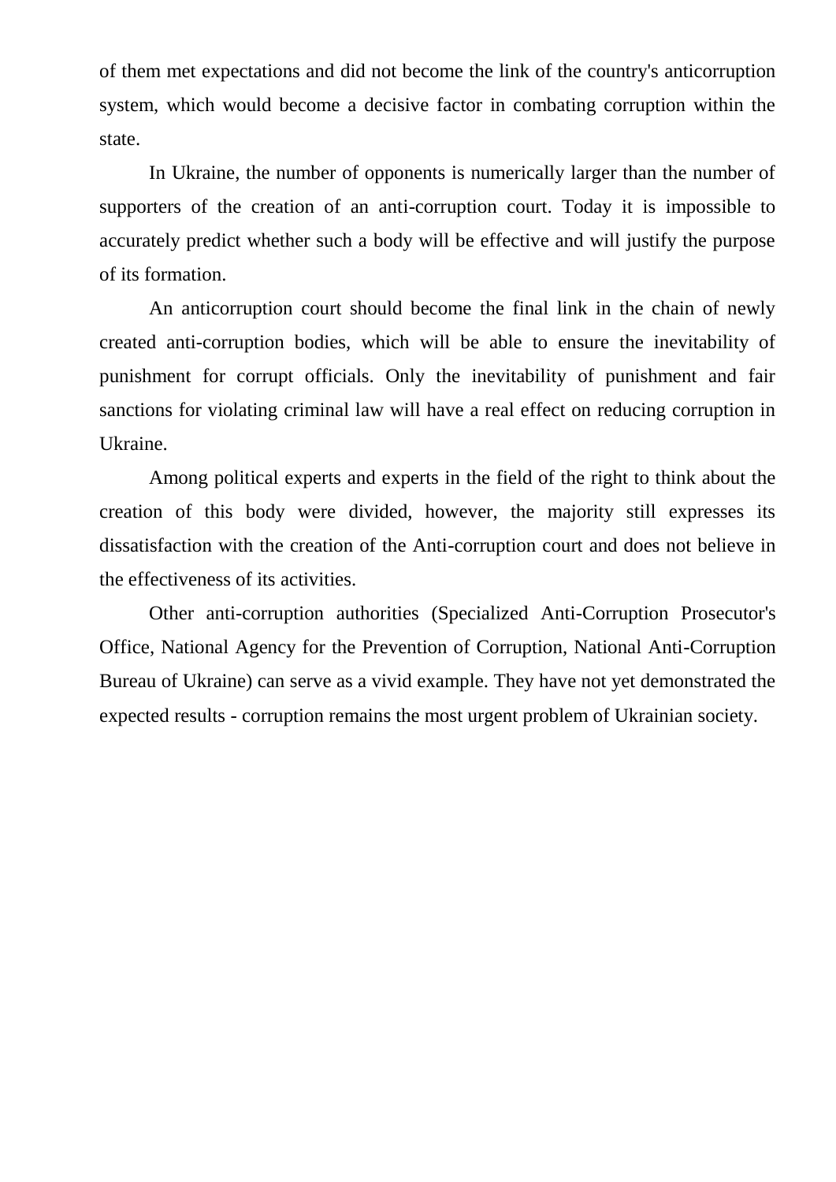of them met expectations and did not become the link of the country's anticorruption system, which would become a decisive factor in combating corruption within the state.

In Ukraine, the number of opponents is numerically larger than the number of supporters of the creation of an anti-corruption court. Today it is impossible to accurately predict whether such a body will be effective and will justify the purpose of its formation.

An anticorruption court should become the final link in the chain of newly created anti-corruption bodies, which will be able to ensure the inevitability of punishment for corrupt officials. Only the inevitability of punishment and fair sanctions for violating criminal law will have a real effect on reducing corruption in Ukraine.

Among political experts and experts in the field of the right to think about the creation of this body were divided, however, the majority still expresses its dissatisfaction with the creation of the Anti-corruption court and does not believe in the effectiveness of its activities.

Other anti-corruption authorities (Specialized Anti-Corruption Prosecutor's Office, National Agency for the Prevention of Corruption, National Anti-Corruption Bureau of Ukraine) can serve as a vivid example. They have not yet demonstrated the expected results - corruption remains the most urgent problem of Ukrainian society.